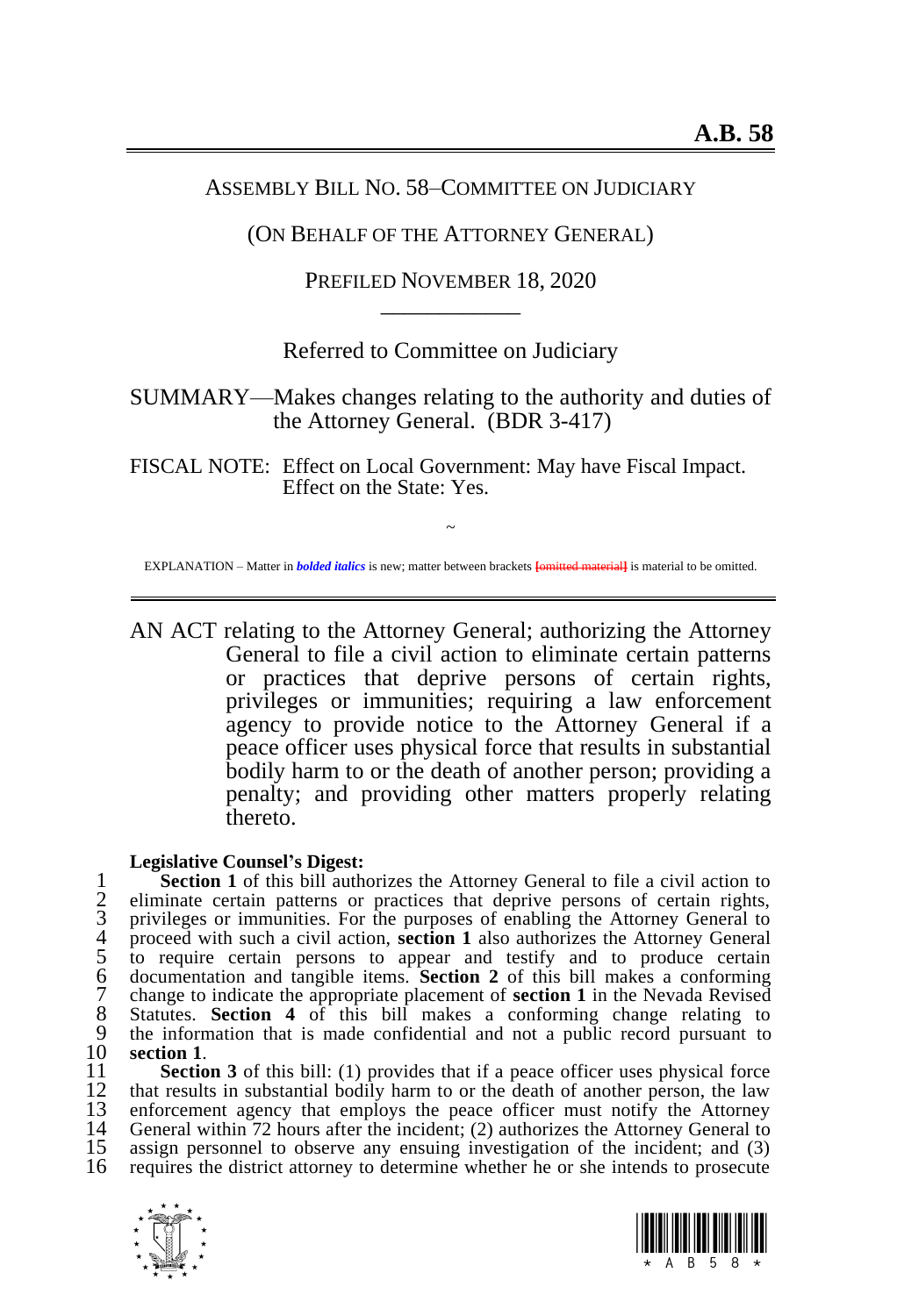**A.B. 58**

ASSEMBLY BILL NO. 58–COMMITTEE ON JUDICIARY

(ON BEHALF OF THE ATTORNEY GENERAL)

PREFILED NOVEMBER 18, 2020

\_\_\_\_\_\_\_\_\_\_\_\_

Referred to Committee on Judiciary

SUMMARY—Makes changes relating to the authority and duties of the Attorney General. (BDR 3-417)

FISCAL NOTE: Effect on Local Government: May have Fiscal Impact.
Effect on the State: Yes.

~

EXPLANATION – Matter in ***bolded italics*** is new; matter between brackets [~~omitted material~~] is material to be omitted.

---

AN ACT relating to the Attorney General; authorizing the Attorney General to file a civil action to eliminate certain patterns or practices that deprive persons of certain rights, privileges or immunities; requiring a law enforcement agency to provide notice to the Attorney General if a peace officer uses physical force that results in substantial bodily harm to or the death of another person; providing a penalty; and providing other matters properly relating thereto.

**Legislative Counsel's Digest:**

1 **Section 1** of this bill authorizes the Attorney General to file a civil action to
2 eliminate certain patterns or practices that deprive persons of certain rights,
3 privileges or immunities. For the purposes of enabling the Attorney General to
4 proceed with such a civil action, **section 1** also authorizes the Attorney General
5 to require certain persons to appear and testify and to produce certain
6 documentation and tangible items. **Section 2** of this bill makes a conforming
7 change to indicate the appropriate placement of **section 1** in the Nevada Revised
8 Statutes. **Section 4** of this bill makes a conforming change relating to
9 the information that is made confidential and not a public record pursuant to
10 **section 1**.
11 **Section 3** of this bill: (1) provides that if a peace officer uses physical force
12 that results in substantial bodily harm to or the death of another person, the law
13 enforcement agency that employs the peace officer must notify the Attorney
14 General within 72 hours after the incident; (2) authorizes the Attorney General to
15 assign personnel to observe any ensuing investigation of the incident; and (3)
16 requires the district attorney to determine whether he or she intends to prosecute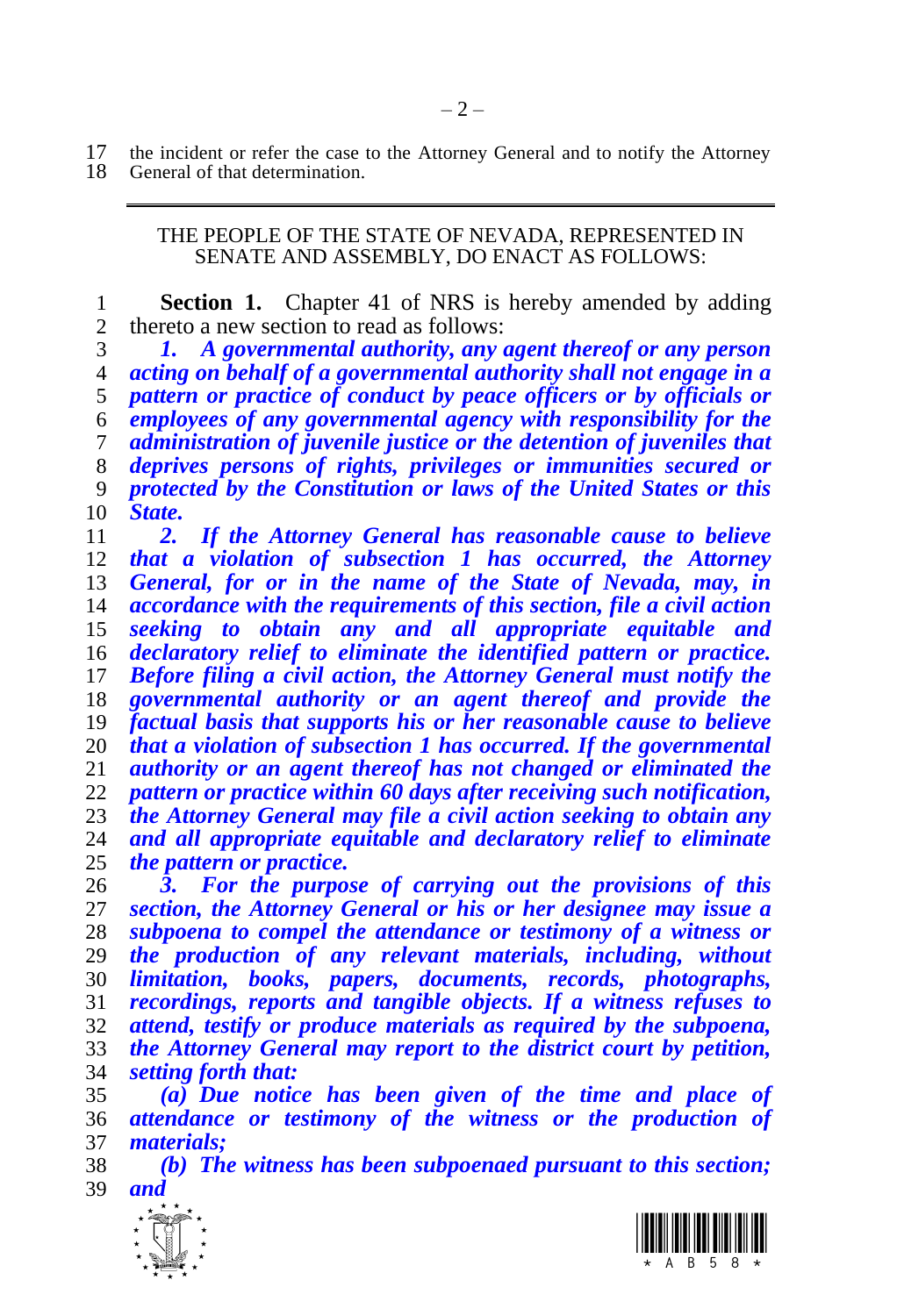the incident or refer the case to the Attorney General and to notify the Attorney General of that determination.

---

THE PEOPLE OF THE STATE OF NEVADA, REPRESENTED IN SENATE AND ASSEMBLY, DO ENACT AS FOLLOWS:

**Section 1.** Chapter 41 of NRS is hereby amended by adding thereto a new section to read as follows:

***1. A governmental authority, any agent thereof or any person acting on behalf of a governmental authority shall not engage in a pattern or practice of conduct by peace officers or by officials or employees of any governmental agency with responsibility for the administration of juvenile justice or the detention of juveniles that deprives persons of rights, privileges or immunities secured or protected by the Constitution or laws of the United States or this State.***

***2. If the Attorney General has reasonable cause to believe that a violation of subsection 1 has occurred, the Attorney General, for or in the name of the State of Nevada, may, in accordance with the requirements of this section, file a civil action seeking to obtain any and all appropriate equitable and declaratory relief to eliminate the identified pattern or practice. Before filing a civil action, the Attorney General must notify the governmental authority or an agent thereof and provide the factual basis that supports his or her reasonable cause to believe that a violation of subsection 1 has occurred. If the governmental authority or an agent thereof has not changed or eliminated the pattern or practice within 60 days after receiving such notification, the Attorney General may file a civil action seeking to obtain any and all appropriate equitable and declaratory relief to eliminate the pattern or practice.***

***3. For the purpose of carrying out the provisions of this section, the Attorney General or his or her designee may issue a subpoena to compel the attendance or testimony of a witness or the production of any relevant materials, including, without limitation, books, papers, documents, records, photographs, recordings, reports and tangible objects. If a witness refuses to attend, testify or produce materials as required by the subpoena, the Attorney General may report to the district court by petition, setting forth that:***

***(a) Due notice has been given of the time and place of attendance or testimony of the witness or the production of materials;***

***(b) The witness has been subpoenaed pursuant to this section; and***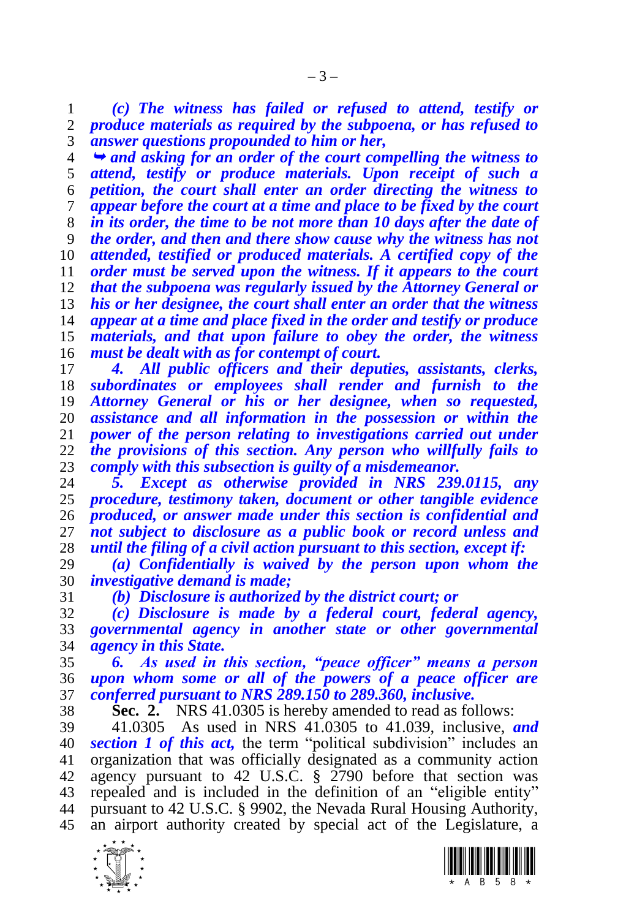***(c) The witness has failed or refused to attend, testify or produce materials as required by the subpoena, or has refused to answer questions propounded to him or her,***

***➥ and asking for an order of the court compelling the witness to attend, testify or produce materials. Upon receipt of such a petition, the court shall enter an order directing the witness to appear before the court at a time and place to be fixed by the court in its order, the time to be not more than 10 days after the date of the order, and then and there show cause why the witness has not attended, testified or produced materials. A certified copy of the order must be served upon the witness. If it appears to the court that the subpoena was regularly issued by the Attorney General or his or her designee, the court shall enter an order that the witness appear at a time and place fixed in the order and testify or produce materials, and that upon failure to obey the order, the witness must be dealt with as for contempt of court.***

***4. All public officers and their deputies, assistants, clerks, subordinates or employees shall render and furnish to the Attorney General or his or her designee, when so requested, assistance and all information in the possession or within the power of the person relating to investigations carried out under the provisions of this section. Any person who willfully fails to comply with this subsection is guilty of a misdemeanor.***

***5. Except as otherwise provided in NRS 239.0115, any procedure, testimony taken, document or other tangible evidence produced, or answer made under this section is confidential and not subject to disclosure as a public book or record unless and until the filing of a civil action pursuant to this section, except if:***

***(a) Confidentially is waived by the person upon whom the investigative demand is made;***

***(b) Disclosure is authorized by the district court; or***

***(c) Disclosure is made by a federal court, federal agency, governmental agency in another state or other governmental agency in this State.***

***6. As used in this section, "peace officer" means a person upon whom some or all of the powers of a peace officer are conferred pursuant to NRS 289.150 to 289.360, inclusive.***

**Sec. 2.** NRS 41.0305 is hereby amended to read as follows:

41.0305 As used in NRS 41.0305 to 41.039, inclusive, ***and section 1 of this act,*** the term "political subdivision" includes an organization that was officially designated as a community action agency pursuant to 42 U.S.C. § 2790 before that section was repealed and is included in the definition of an "eligible entity" pursuant to 42 U.S.C. § 9902, the Nevada Rural Housing Authority, an airport authority created by special act of the Legislature, a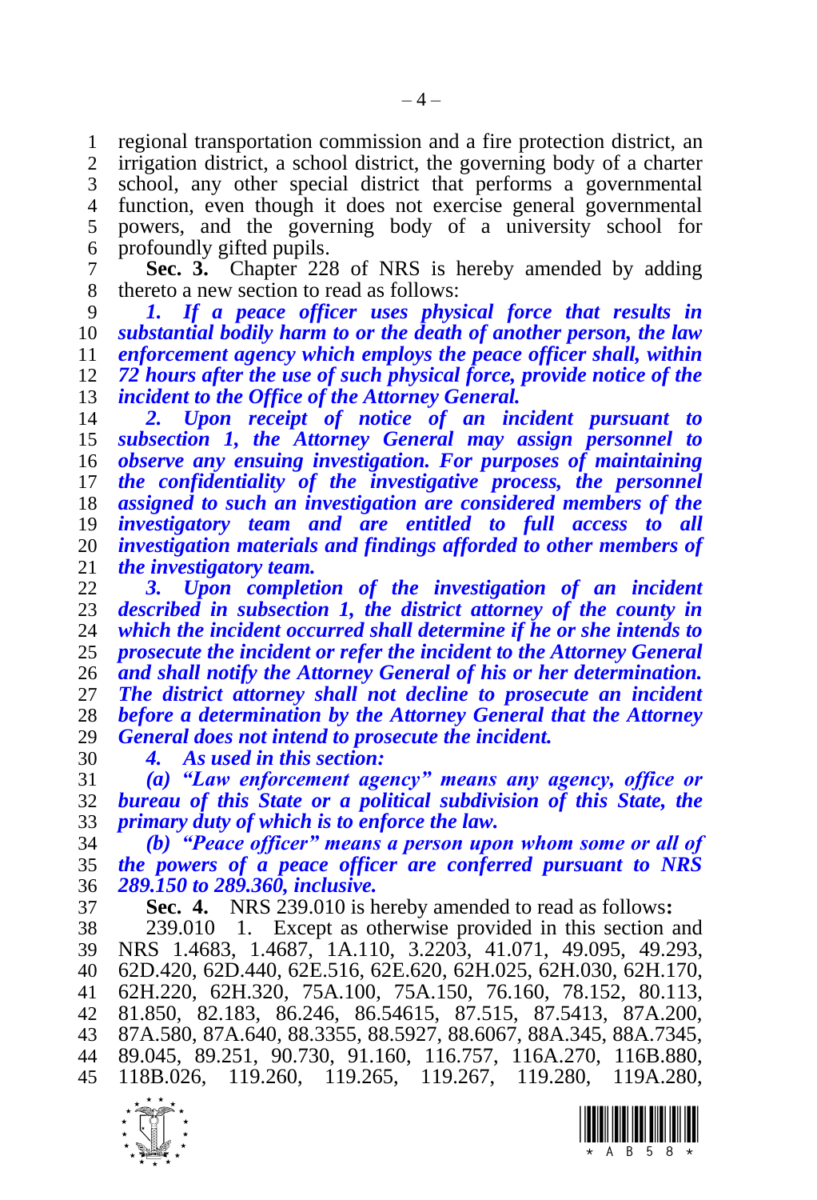regional transportation commission and a fire protection district, an irrigation district, a school district, the governing body of a charter school, any other special district that performs a governmental function, even though it does not exercise general governmental powers, and the governing body of a university school for profoundly gifted pupils.

**Sec. 3.** Chapter 228 of NRS is hereby amended by adding thereto a new section to read as follows:

***1. If a peace officer uses physical force that results in substantial bodily harm to or the death of another person, the law enforcement agency which employs the peace officer shall, within 72 hours after the use of such physical force, provide notice of the incident to the Office of the Attorney General.***

***2. Upon receipt of notice of an incident pursuant to subsection 1, the Attorney General may assign personnel to observe any ensuing investigation. For purposes of maintaining the confidentiality of the investigative process, the personnel assigned to such an investigation are considered members of the investigatory team and are entitled to full access to all investigation materials and findings afforded to other members of the investigatory team.***

***3. Upon completion of the investigation of an incident described in subsection 1, the district attorney of the county in which the incident occurred shall determine if he or she intends to prosecute the incident or refer the incident to the Attorney General and shall notify the Attorney General of his or her determination. The district attorney shall not decline to prosecute an incident before a determination by the Attorney General that the Attorney General does not intend to prosecute the incident.***

***4. As used in this section:***

***(a) "Law enforcement agency" means any agency, office or bureau of this State or a political subdivision of this State, the primary duty of which is to enforce the law.***

***(b) "Peace officer" means a person upon whom some or all of the powers of a peace officer are conferred pursuant to NRS 289.150 to 289.360, inclusive.***

**Sec. 4.** NRS 239.010 is hereby amended to read as follows**:**

239.010 1. Except as otherwise provided in this section and NRS 1.4683, 1.4687, 1A.110, 3.2203, 41.071, 49.095, 49.293, 62D.420, 62D.440, 62E.516, 62E.620, 62H.025, 62H.030, 62H.170, 62H.220, 62H.320, 75A.100, 75A.150, 76.160, 78.152, 80.113, 81.850, 82.183, 86.246, 86.54615, 87.515, 87.5413, 87A.200, 87A.580, 87A.640, 88.3355, 88.5927, 88.6067, 88A.345, 88A.7345, 89.045, 89.251, 90.730, 91.160, 116.757, 116A.270, 116B.880, 118B.026, 119.260, 119.265, 119.267, 119.280, 119A.280,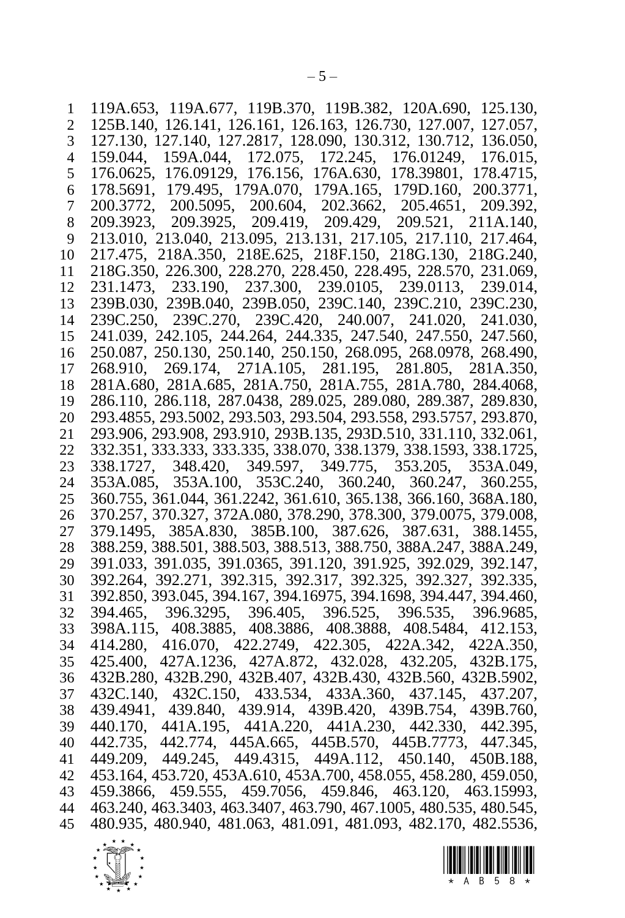119A.653, 119A.677, 119B.370, 119B.382, 120A.690, 125.130, 125B.140, 126.141, 126.161, 126.163, 126.730, 127.007, 127.057, 127.130, 127.140, 127.2817, 128.090, 130.312, 130.712, 136.050, 159.044, 159A.044, 172.075, 172.245, 176.01249, 176.015, 176.0625, 176.09129, 176.156, 176A.630, 178.39801, 178.4715, 178.5691, 179.495, 179A.070, 179A.165, 179D.160, 200.3771, 200.3772, 200.5095, 200.604, 202.3662, 205.4651, 209.392, 209.3923, 209.3925, 209.419, 209.429, 209.521, 211A.140, 213.010, 213.040, 213.095, 213.131, 217.105, 217.110, 217.464, 217.475, 218A.350, 218E.625, 218F.150, 218G.130, 218G.240, 218G.350, 226.300, 228.270, 228.450, 228.495, 228.570, 231.069, 231.1473, 233.190, 237.300, 239.0105, 239.0113, 239.014, 239B.030, 239B.040, 239B.050, 239C.140, 239C.210, 239C.230, 239C.250, 239C.270, 239C.420, 240.007, 241.020, 241.030, 241.039, 242.105, 244.264, 244.335, 247.540, 247.550, 247.560, 250.087, 250.130, 250.140, 250.150, 268.095, 268.0978, 268.490, 268.910, 269.174, 271A.105, 281.195, 281.805, 281A.350, 281A.680, 281A.685, 281A.750, 281A.755, 281A.780, 284.4068, 286.110, 286.118, 287.0438, 289.025, 289.080, 289.387, 289.830, 293.4855, 293.5002, 293.503, 293.504, 293.558, 293.5757, 293.870, 293.906, 293.908, 293.910, 293B.135, 293D.510, 331.110, 332.061, 332.351, 333.333, 333.335, 338.070, 338.1379, 338.1593, 338.1725, 338.1727, 348.420, 349.597, 349.775, 353.205, 353A.049, 353A.085, 353A.100, 353C.240, 360.240, 360.247, 360.255, 360.755, 361.044, 361.2242, 361.610, 365.138, 366.160, 368A.180, 370.257, 370.327, 372A.080, 378.290, 378.300, 379.0075, 379.008, 379.1495, 385A.830, 385B.100, 387.626, 387.631, 388.1455, 388.259, 388.501, 388.503, 388.513, 388.750, 388A.247, 388A.249, 391.033, 391.035, 391.0365, 391.120, 391.925, 392.029, 392.147, 392.264, 392.271, 392.315, 392.317, 392.325, 392.327, 392.335, 392.850, 393.045, 394.167, 394.16975, 394.1698, 394.447, 394.460, 394.465, 396.3295, 396.405, 396.525, 396.535, 396.9685, 398A.115, 408.3885, 408.3886, 408.3888, 408.5484, 412.153, 414.280, 416.070, 422.2749, 422.305, 422A.342, 422A.350, 425.400, 427A.1236, 427A.872, 432.028, 432.205, 432B.175, 432B.280, 432B.290, 432B.407, 432B.430, 432B.560, 432B.5902, 432C.140, 432C.150, 433.534, 433A.360, 437.145, 437.207, 439.4941, 439.840, 439.914, 439B.420, 439B.754, 439B.760, 440.170, 441A.195, 441A.220, 441A.230, 442.330, 442.395, 442.735, 442.774, 445A.665, 445B.570, 445B.7773, 447.345, 449.209, 449.245, 449.4315, 449A.112, 450.140, 450B.188, 453.164, 453.720, 453A.610, 453A.700, 458.055, 458.280, 459.050, 459.3866, 459.555, 459.7056, 459.846, 463.120, 463.15993, 463.240, 463.3403, 463.3407, 463.790, 467.1005, 480.535, 480.545, 480.935, 480.940, 481.063, 481.091, 481.093, 482.170, 482.5536,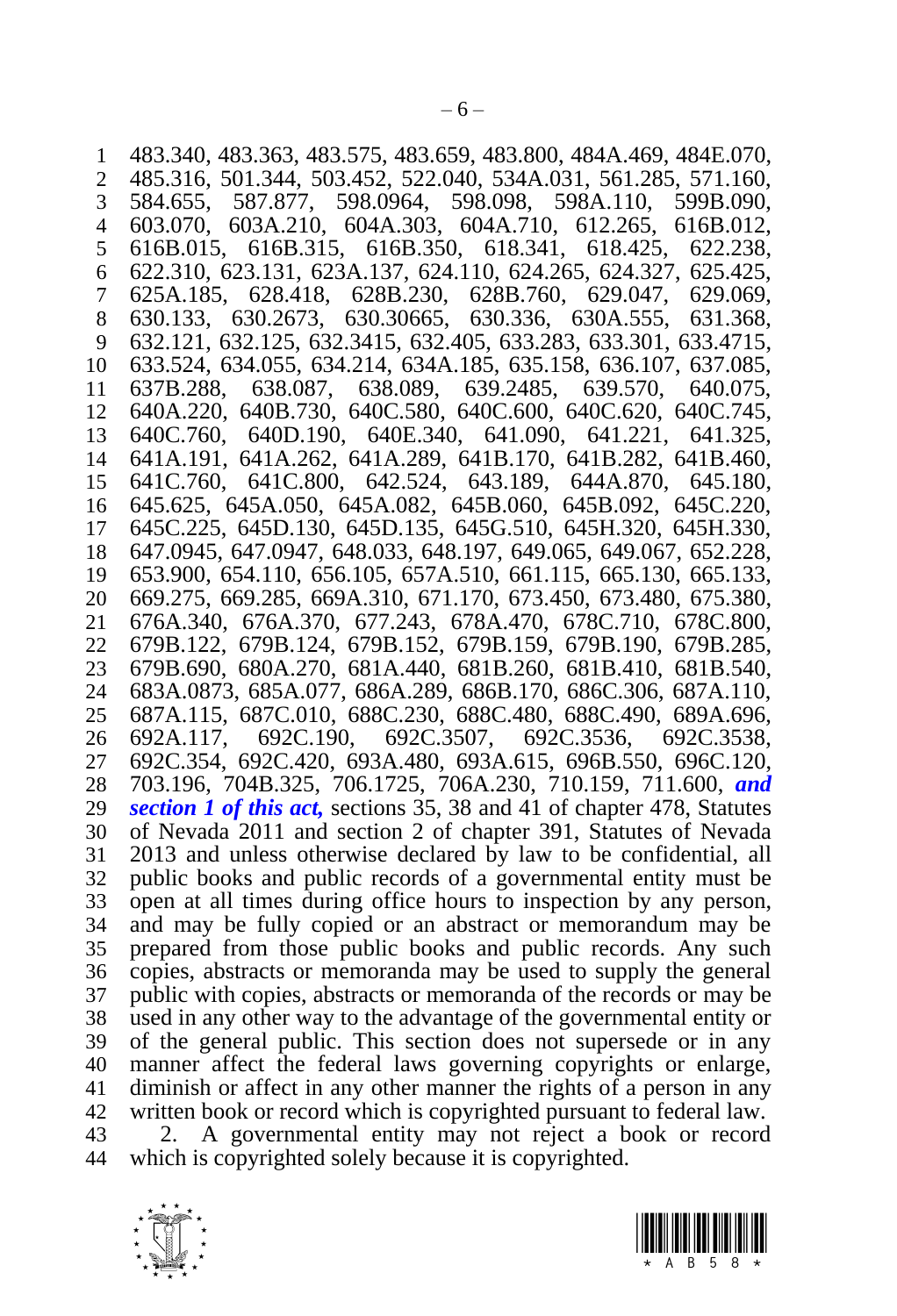483.340, 483.363, 483.575, 483.659, 483.800, 484A.469, 484E.070, 485.316, 501.344, 503.452, 522.040, 534A.031, 561.285, 571.160, 584.655, 587.877, 598.0964, 598.098, 598A.110, 599B.090, 603.070, 603A.210, 604A.303, 604A.710, 612.265, 616B.012, 616B.015, 616B.315, 616B.350, 618.341, 618.425, 622.238, 622.310, 623.131, 623A.137, 624.110, 624.265, 624.327, 625.425, 625A.185, 628.418, 628B.230, 628B.760, 629.047, 629.069, 630.133, 630.2673, 630.30665, 630.336, 630A.555, 631.368, 632.121, 632.125, 632.3415, 632.405, 633.283, 633.301, 633.4715, 633.524, 634.055, 634.214, 634A.185, 635.158, 636.107, 637.085, 637B.288, 638.087, 638.089, 639.2485, 639.570, 640.075, 640A.220, 640B.730, 640C.580, 640C.600, 640C.620, 640C.745, 640C.760, 640D.190, 640E.340, 641.090, 641.221, 641.325, 641A.191, 641A.262, 641A.289, 641B.170, 641B.282, 641B.460, 641C.760, 641C.800, 642.524, 643.189, 644A.870, 645.180, 645.625, 645A.050, 645A.082, 645B.060, 645B.092, 645C.220, 645C.225, 645D.130, 645D.135, 645G.510, 645H.320, 645H.330, 647.0945, 647.0947, 648.033, 648.197, 649.065, 649.067, 652.228, 653.900, 654.110, 656.105, 657A.510, 661.115, 665.130, 665.133, 669.275, 669.285, 669A.310, 671.170, 673.450, 673.480, 675.380, 676A.340, 676A.370, 677.243, 678A.470, 678C.710, 678C.800, 679B.122, 679B.124, 679B.152, 679B.159, 679B.190, 679B.285, 679B.690, 680A.270, 681A.440, 681B.260, 681B.410, 681B.540, 683A.0873, 685A.077, 686A.289, 686B.170, 686C.306, 687A.110, 687A.115, 687C.010, 688C.230, 688C.480, 688C.490, 689A.696, 692A.117, 692C.190, 692C.3507, 692C.3536, 692C.3538, 692C.354, 692C.420, 693A.480, 693A.615, 696B.550, 696C.120, 703.196, 704B.325, 706.1725, 706A.230, 710.159, 711.600, ***and section 1 of this act,*** sections 35, 38 and 41 of chapter 478, Statutes of Nevada 2011 and section 2 of chapter 391, Statutes of Nevada 2013 and unless otherwise declared by law to be confidential, all public books and public records of a governmental entity must be open at all times during office hours to inspection by any person, and may be fully copied or an abstract or memorandum may be prepared from those public books and public records. Any such copies, abstracts or memoranda may be used to supply the general public with copies, abstracts or memoranda of the records or may be used in any other way to the advantage of the governmental entity or of the general public. This section does not supersede or in any manner affect the federal laws governing copyrights or enlarge, diminish or affect in any other manner the rights of a person in any written book or record which is copyrighted pursuant to federal law.

2. A governmental entity may not reject a book or record which is copyrighted solely because it is copyrighted.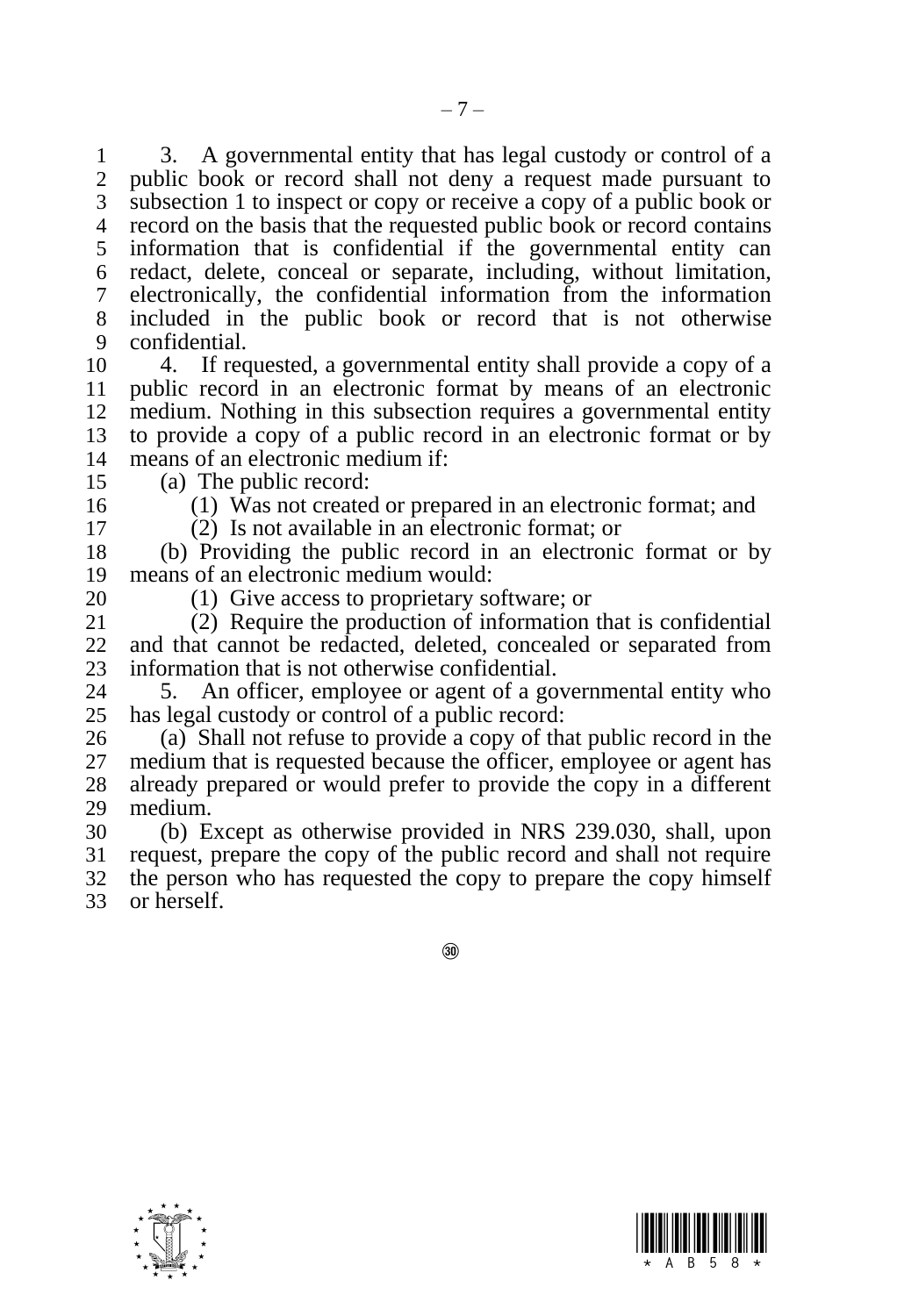3. A governmental entity that has legal custody or control of a public book or record shall not deny a request made pursuant to subsection 1 to inspect or copy or receive a copy of a public book or record on the basis that the requested public book or record contains information that is confidential if the governmental entity can redact, delete, conceal or separate, including, without limitation, electronically, the confidential information from the information included in the public book or record that is not otherwise confidential.

4. If requested, a governmental entity shall provide a copy of a public record in an electronic format by means of an electronic medium. Nothing in this subsection requires a governmental entity to provide a copy of a public record in an electronic format or by means of an electronic medium if:

(a) The public record:

(1) Was not created or prepared in an electronic format; and

(2) Is not available in an electronic format; or

(b) Providing the public record in an electronic format or by means of an electronic medium would:

(1) Give access to proprietary software; or

(2) Require the production of information that is confidential and that cannot be redacted, deleted, concealed or separated from information that is not otherwise confidential.

5. An officer, employee or agent of a governmental entity who has legal custody or control of a public record:

(a) Shall not refuse to provide a copy of that public record in the medium that is requested because the officer, employee or agent has already prepared or would prefer to provide the copy in a different medium.

(b) Except as otherwise provided in NRS 239.030, shall, upon request, prepare the copy of the public record and shall not require the person who has requested the copy to prepare the copy himself or herself.